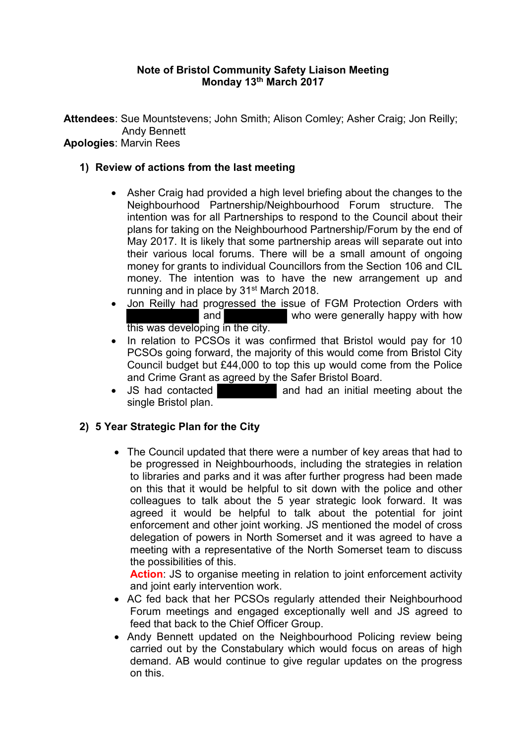**Note of Bristol Community Safety Liaison Meeting**
**Monday 13th March 2017**

**Attendees**: Sue Mountstevens; John Smith; Alison Comley; Asher Craig; Jon Reilly; Andy Bennett
**Apologies**: Marvin Rees

## 1) Review of actions from the last meeting

- Asher Craig had provided a high level briefing about the changes to the Neighbourhood Partnership/Neighbourhood Forum structure. The intention was for all Partnerships to respond to the Council about their plans for taking on the Neighbourhood Partnership/Forum by the end of May 2017. It is likely that some partnership areas will separate out into their various local forums. There will be a small amount of ongoing money for grants to individual Councillors from the Section 106 and CIL money. The intention was to have the new arrangement up and running and in place by 31st March 2018.
- Jon Reilly had progressed the issue of FGM Protection Orders with [redacted] and [redacted] who were generally happy with how this was developing in the city.
- In relation to PCSOs it was confirmed that Bristol would pay for 10 PCSOs going forward, the majority of this would come from Bristol City Council budget but £44,000 to top this up would come from the Police and Crime Grant as agreed by the Safer Bristol Board.
- JS had contacted [redacted] and had an initial meeting about the single Bristol plan.

## 2) 5 Year Strategic Plan for the City

- The Council updated that there were a number of key areas that had to be progressed in Neighbourhoods, including the strategies in relation to libraries and parks and it was after further progress had been made on this that it would be helpful to sit down with the police and other colleagues to talk about the 5 year strategic look forward. It was agreed it would be helpful to talk about the potential for joint enforcement and other joint working. JS mentioned the model of cross delegation of powers in North Somerset and it was agreed to have a meeting with a representative of the North Somerset team to discuss the possibilities of this.
  **Action**: JS to organise meeting in relation to joint enforcement activity and joint early intervention work.
- AC fed back that her PCSOs regularly attended their Neighbourhood Forum meetings and engaged exceptionally well and JS agreed to feed that back to the Chief Officer Group.
- Andy Bennett updated on the Neighbourhood Policing review being carried out by the Constabulary which would focus on areas of high demand. AB would continue to give regular updates on the progress on this.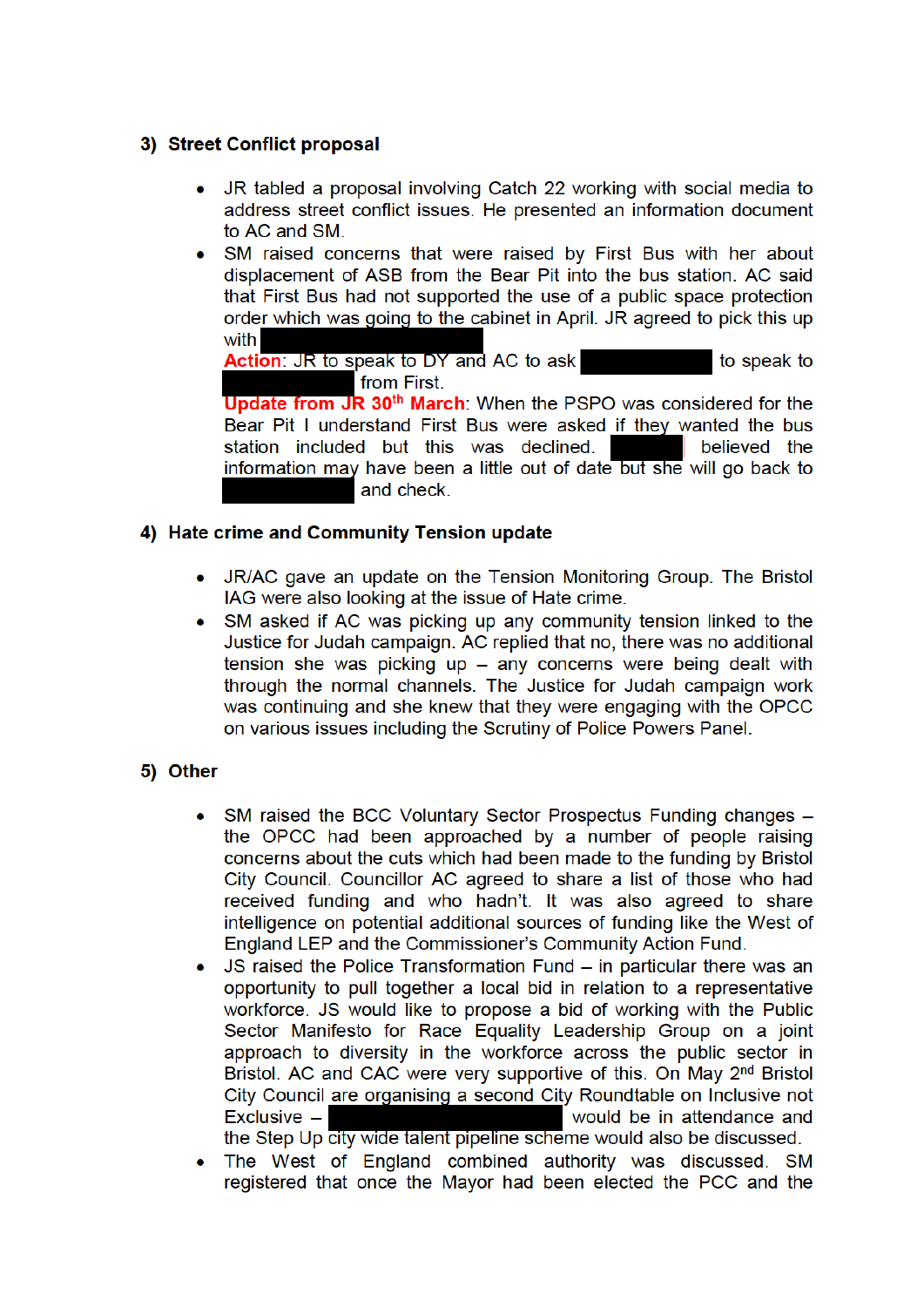### 3) Street Conflict proposal

- JR tabled a proposal involving Catch 22 working with social media to address street conflict issues. He presented an information document to AC and SM.
- SM raised concerns that were raised by First Bus with her about displacement of ASB from the Bear Pit into the bus station. AC said that First Bus had not supported the use of a public space protection order which was going to the cabinet in April. JR agreed to pick this up with [REDACTED]
  **Action**: JR to speak to DY and AC to ask [REDACTED] to speak to [REDACTED] from First.
  **Update from JR 30th March**: When the PSPO was considered for the Bear Pit I understand First Bus were asked if they wanted the bus station included but this was declined. [REDACTED] believed the information may have been a little out of date but she will go back to [REDACTED] and check.

### 4) Hate crime and Community Tension update

- JR/AC gave an update on the Tension Monitoring Group. The Bristol IAG were also looking at the issue of Hate crime.
- SM asked if AC was picking up any community tension linked to the Justice for Judah campaign. AC replied that no, there was no additional tension she was picking up – any concerns were being dealt with through the normal channels. The Justice for Judah campaign work was continuing and she knew that they were engaging with the OPCC on various issues including the Scrutiny of Police Powers Panel.

### 5) Other

- SM raised the BCC Voluntary Sector Prospectus Funding changes – the OPCC had been approached by a number of people raising concerns about the cuts which had been made to the funding by Bristol City Council. Councillor AC agreed to share a list of those who had received funding and who hadn't. It was also agreed to share intelligence on potential additional sources of funding like the West of England LEP and the Commissioner's Community Action Fund.
- JS raised the Police Transformation Fund – in particular there was an opportunity to pull together a local bid in relation to a representative workforce. JS would like to propose a bid of working with the Public Sector Manifesto for Race Equality Leadership Group on a joint approach to diversity in the workforce across the public sector in Bristol. AC and CAC were very supportive of this. On May 2nd Bristol City Council are organising a second City Roundtable on Inclusive not Exclusive – [REDACTED] would be in attendance and the Step Up city wide talent pipeline scheme would also be discussed.
- The West of England combined authority was discussed. SM registered that once the Mayor had been elected the PCC and the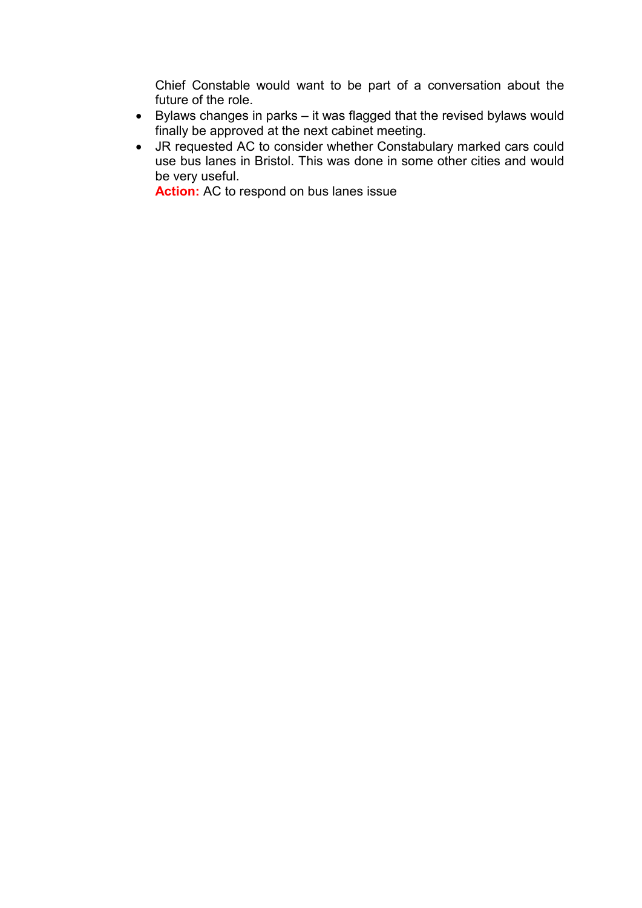Chief Constable would want to be part of a conversation about the future of the role.

- Bylaws changes in parks – it was flagged that the revised bylaws would finally be approved at the next cabinet meeting.
- JR requested AC to consider whether Constabulary marked cars could use bus lanes in Bristol. This was done in some other cities and would be very useful.

  **Action:** AC to respond on bus lanes issue